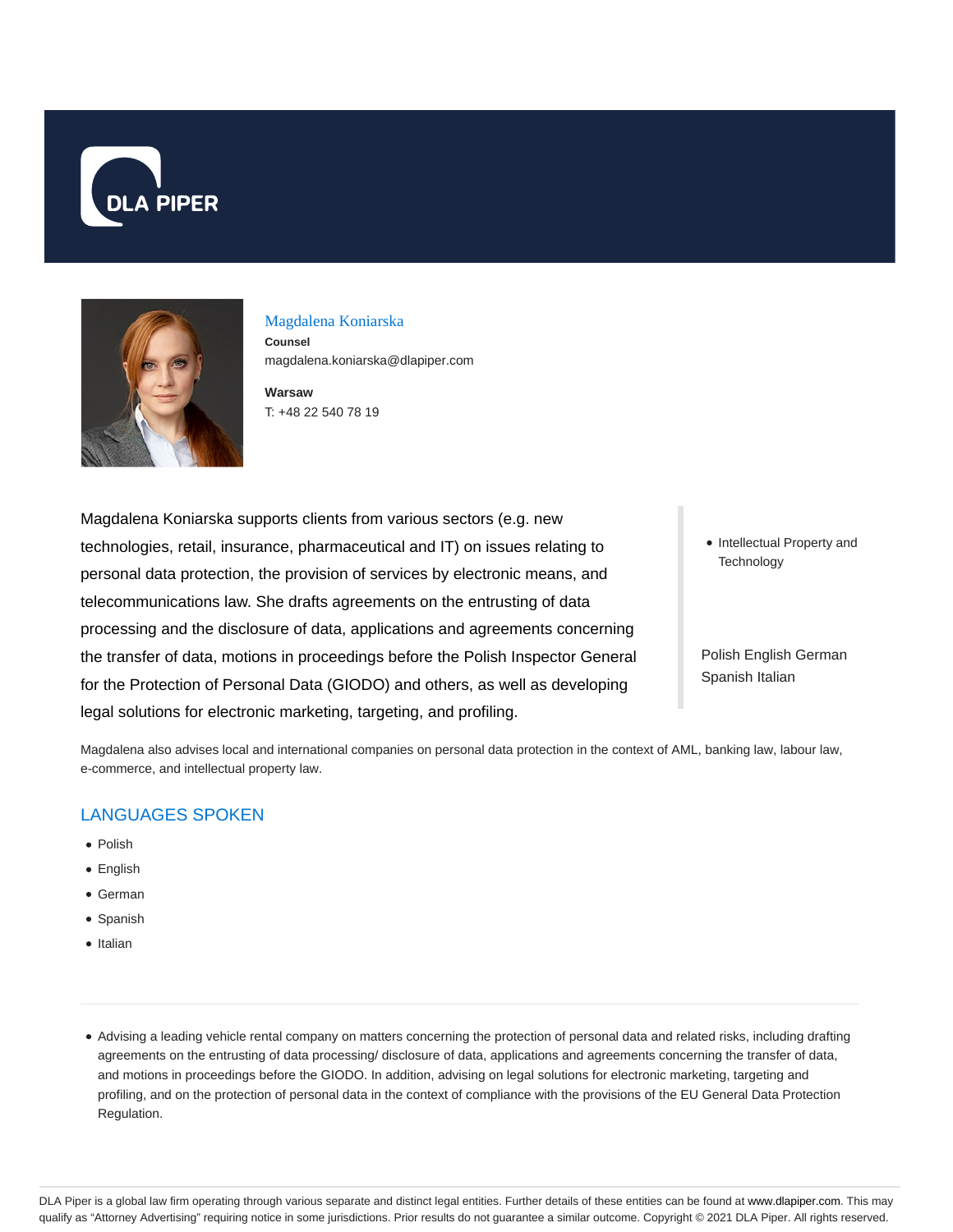Magdalena Koniarska

**Counsel**

magdalena.koniarska@dlapiper.com

**Warsaw**

T: +48 22 540 78 19

Magdalena Koniarska supports clients from various sectors (e.g. new technologies, retail, insurance, pharmaceutical and IT) on issues relating to personal data protection, the provision of services by electronic means, and telecommunications law. She drafts agreements on the entrusting of data processing and the disclosure of data, applications and agreements concerning the transfer of data, motions in proceedings before the Polish Inspector General for the Protection of Personal Data (GIODO) and others, as well as developing legal solutions for electronic marketing, targeting, and profiling.

- Intellectual Property and Technology

Polish English German Spanish Italian

Magdalena also advises local and international companies on personal data protection in the context of AML, banking law, labour law, e-commerce, and intellectual property law.

## LANGUAGES SPOKEN

- Polish
- English
- German
- Spanish
- Italian

---

- Advising a leading vehicle rental company on matters concerning the protection of personal data and related risks, including drafting agreements on the entrusting of data processing/ disclosure of data, applications and agreements concerning the transfer of data, and motions in proceedings before the GIODO. In addition, advising on legal solutions for electronic marketing, targeting and profiling, and on the protection of personal data in the context of compliance with the provisions of the EU General Data Protection Regulation.

DLA Piper is a global law firm operating through various separate and distinct legal entities. Further details of these entities can be found at www.dlapiper.com. This may qualify as "Attorney Advertising" requiring notice in some jurisdictions. Prior results do not guarantee a similar outcome. Copyright © 2021 DLA Piper. All rights reserved.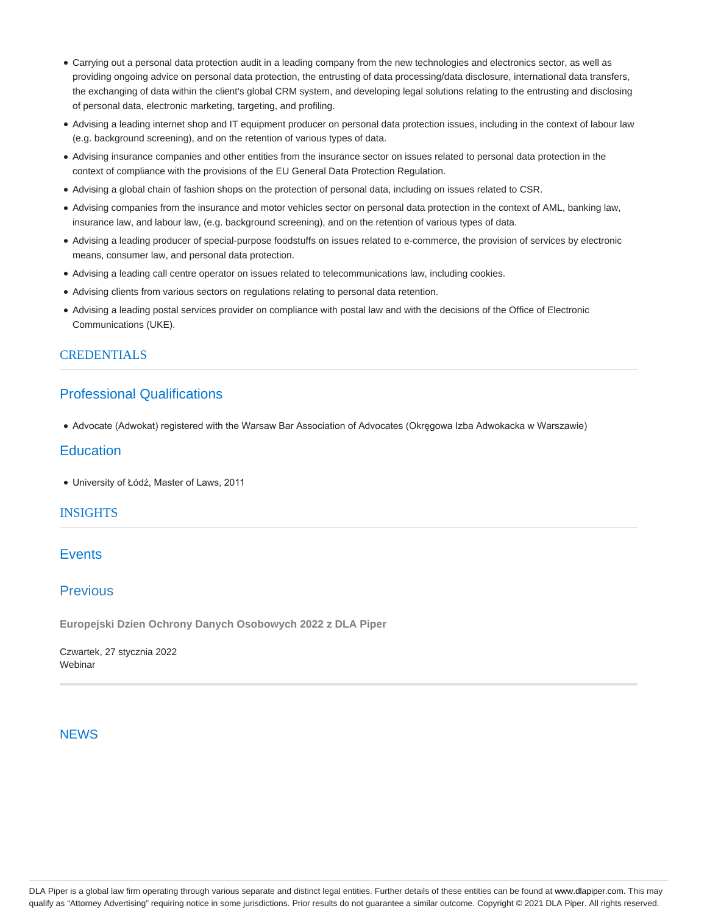- Carrying out a personal data protection audit in a leading company from the new technologies and electronics sector, as well as providing ongoing advice on personal data protection, the entrusting of data processing/data disclosure, international data transfers, the exchanging of data within the client's global CRM system, and developing legal solutions relating to the entrusting and disclosing of personal data, electronic marketing, targeting, and profiling.
- Advising a leading internet shop and IT equipment producer on personal data protection issues, including in the context of labour law (e.g. background screening), and on the retention of various types of data.
- Advising insurance companies and other entities from the insurance sector on issues related to personal data protection in the context of compliance with the provisions of the EU General Data Protection Regulation.
- Advising a global chain of fashion shops on the protection of personal data, including on issues related to CSR.
- Advising companies from the insurance and motor vehicles sector on personal data protection in the context of AML, banking law, insurance law, and labour law, (e.g. background screening), and on the retention of various types of data.
- Advising a leading producer of special-purpose foodstuffs on issues related to e-commerce, the provision of services by electronic means, consumer law, and personal data protection.
- Advising a leading call centre operator on issues related to telecommunications law, including cookies.
- Advising clients from various sectors on regulations relating to personal data retention.
- Advising a leading postal services provider on compliance with postal law and with the decisions of the Office of Electronic Communications (UKE).

## CREDENTIALS

### Professional Qualifications

- Advocate (Adwokat) registered with the Warsaw Bar Association of Advocates (Okręgowa Izba Adwokacka w Warszawie)

### Education

- University of Łódź, Master of Laws, 2011

## INSIGHTS

### Events

### Previous

**Europejski Dzien Ochrony Danych Osobowych 2022 z DLA Piper**

Czwartek, 27 stycznia 2022
Webinar

## NEWS

DLA Piper is a global law firm operating through various separate and distinct legal entities. Further details of these entities can be found at www.dlapiper.com. This may qualify as "Attorney Advertising" requiring notice in some jurisdictions. Prior results do not guarantee a similar outcome. Copyright © 2021 DLA Piper. All rights reserved.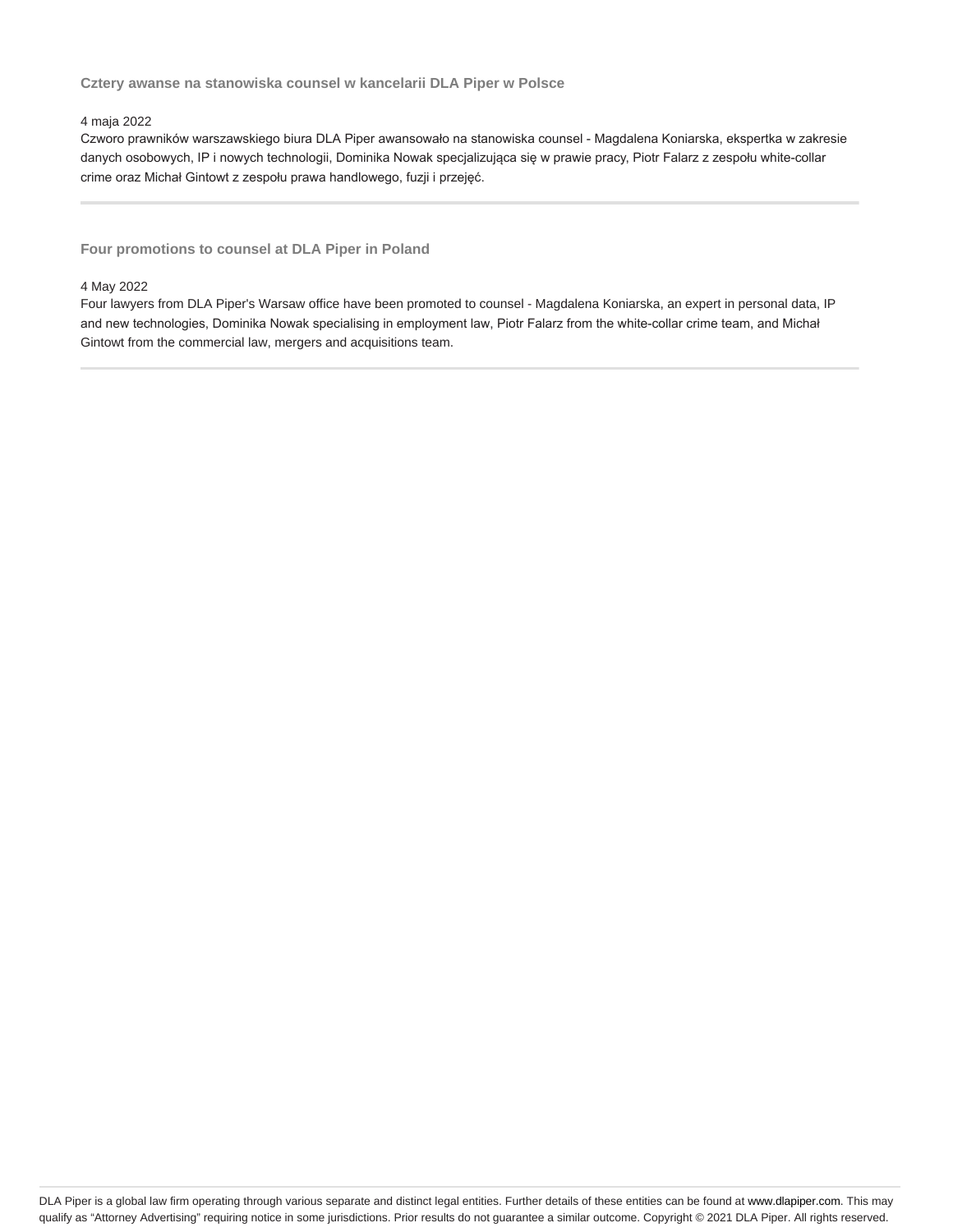### Cztery awanse na stanowiska counsel w kancelarii DLA Piper w Polsce

4 maja 2022

Czworo prawników warszawskiego biura DLA Piper awansowało na stanowiska counsel - Magdalena Koniarska, ekspertka w zakresie danych osobowych, IP i nowych technologii, Dominika Nowak specjalizująca się w prawie pracy, Piotr Falarz z zespołu white-collar crime oraz Michał Gintowt z zespołu prawa handlowego, fuzji i przejęć.

---

### Four promotions to counsel at DLA Piper in Poland

4 May 2022

Four lawyers from DLA Piper's Warsaw office have been promoted to counsel - Magdalena Koniarska, an expert in personal data, IP and new technologies, Dominika Nowak specialising in employment law, Piotr Falarz from the white-collar crime team, and Michał Gintowt from the commercial law, mergers and acquisitions team.

---